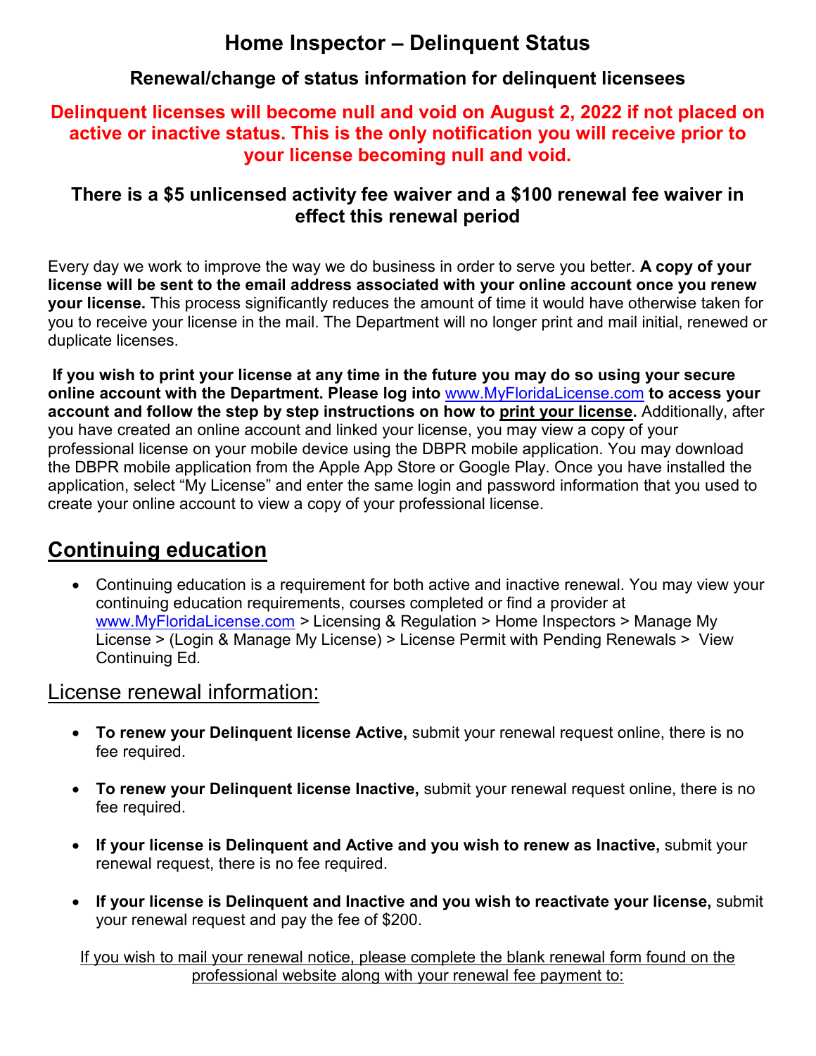# Home Inspector – Delinquent Status

## Renewal/change of status information for delinquent licensees

**Delinquent licenses will become null and void on August 2, 2022 if not placed on active or inactive status. This is the only notification you will receive prior to your license becoming null and void.**

**There is a $5 unlicensed activity fee waiver and a $100 renewal fee waiver in effect this renewal period**

Every day we work to improve the way we do business in order to serve you better. **A copy of your license will be sent to the email address associated with your online account once you renew your license.** This process significantly reduces the amount of time it would have otherwise taken for you to receive your license in the mail. The Department will no longer print and mail initial, renewed or duplicate licenses.

**If you wish to print your license at any time in the future you may do so using your secure online account with the Department. Please log into [www.MyFloridaLicense.com](http://www.MyFloridaLicense.com) to access your account and follow the step by step instructions on how to print your license.** Additionally, after you have created an online account and linked your license, you may view a copy of your professional license on your mobile device using the DBPR mobile application. You may download the DBPR mobile application from the Apple App Store or Google Play. Once you have installed the application, select "My License" and enter the same login and password information that you used to create your online account to view a copy of your professional license.

## Continuing education

- Continuing education is a requirement for both active and inactive renewal. You may view your continuing education requirements, courses completed or find a provider at [www.MyFloridaLicense.com](http://www.MyFloridaLicense.com) > Licensing & Regulation > Home Inspectors > Manage My License > (Login & Manage My License) > License Permit with Pending Renewals > View Continuing Ed.

## License renewal information:

- **To renew your Delinquent license Active,** submit your renewal request online, there is no fee required.
- **To renew your Delinquent license Inactive,** submit your renewal request online, there is no fee required.
- **If your license is Delinquent and Active and you wish to renew as Inactive,** submit your renewal request, there is no fee required.
- **If your license is Delinquent and Inactive and you wish to reactivate your license,** submit your renewal request and pay the fee of $200.

If you wish to mail your renewal notice, please complete the blank renewal form found on the professional website along with your renewal fee payment to: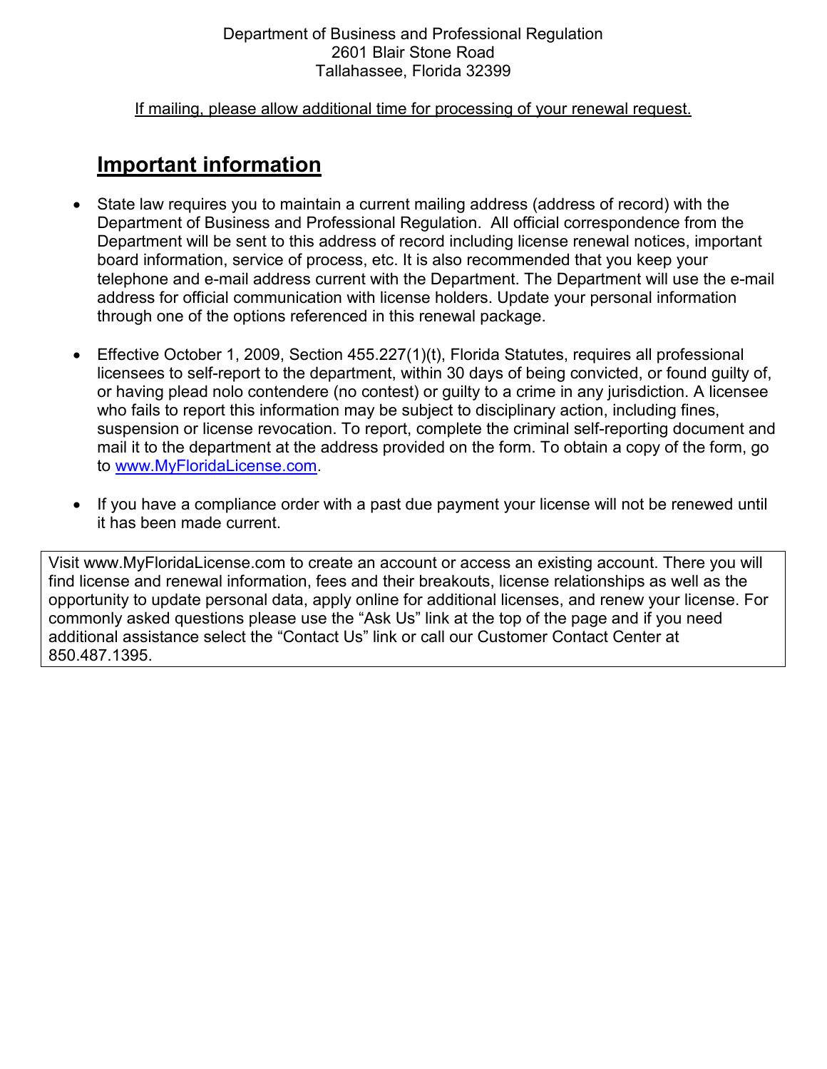Department of Business and Professional Regulation
2601 Blair Stone Road
Tallahassee, Florida 32399

If mailing, please allow additional time for processing of your renewal request.

## Important information

- State law requires you to maintain a current mailing address (address of record) with the Department of Business and Professional Regulation. All official correspondence from the Department will be sent to this address of record including license renewal notices, important board information, service of process, etc. It is also recommended that you keep your telephone and e-mail address current with the Department. The Department will use the e-mail address for official communication with license holders. Update your personal information through one of the options referenced in this renewal package.

- Effective October 1, 2009, Section 455.227(1)(t), Florida Statutes, requires all professional licensees to self-report to the department, within 30 days of being convicted, or found guilty of, or having plead nolo contendere (no contest) or guilty to a crime in any jurisdiction. A licensee who fails to report this information may be subject to disciplinary action, including fines, suspension or license revocation. To report, complete the criminal self-reporting document and mail it to the department at the address provided on the form. To obtain a copy of the form, go to [www.MyFloridaLicense.com](http://www.MyFloridaLicense.com).

- If you have a compliance order with a past due payment your license will not be renewed until it has been made current.

Visit www.MyFloridaLicense.com to create an account or access an existing account. There you will find license and renewal information, fees and their breakouts, license relationships as well as the opportunity to update personal data, apply online for additional licenses, and renew your license. For commonly asked questions please use the “Ask Us” link at the top of the page and if you need additional assistance select the “Contact Us” link or call our Customer Contact Center at 850.487.1395.